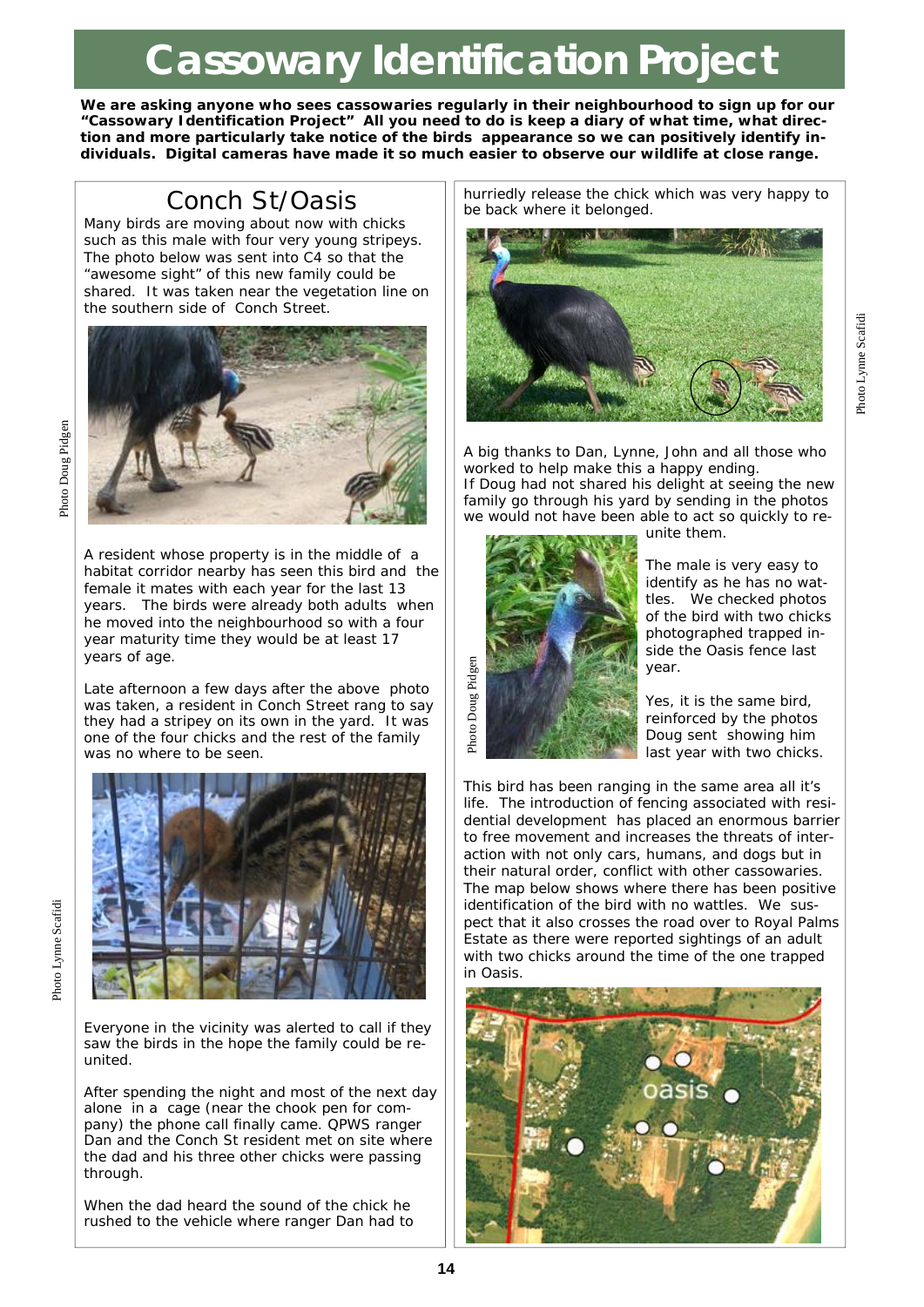# Cassowary Identification Project

**We are asking anyone who sees cassowaries regularly in their neighbourhood to sign up for our "Cassowary Identification Project" All you need to do is keep a diary of what time, what direction and more particularly take notice of the birds appearance so we can positively identify individuals. Digital cameras have made it so much easier to observe our wildlife at close range.**

## Conch St/Oasis

Many birds are moving about now with chicks such as this male with four very young stripeys. The photo below was sent into C4 so that the "awesome sight" of this new family could be shared. It was taken near the vegetation line on the southern side of Conch Street.

Photo Doug Pidgen

A resident whose property is in the middle of a habitat corridor nearby has seen this bird and the female it mates with each year for the last 13 years. The birds were already both adults when he moved into the neighbourhood so with a four year maturity time they would be at least 17 years of age.

Late afternoon a few days after the above photo was taken, a resident in Conch Street rang to say they had a stripey on its own in the yard. It was one of the four chicks and the rest of the family was no where to be seen.

Photo Lynne Scafidi

Everyone in the vicinity was alerted to call if they saw the birds in the hope the family could be re-united.

After spending the night and most of the next day alone in a cage (near the chook pen for company) the phone call finally came. QPWS ranger Dan and the Conch St resident met on site where the dad and his three other chicks were passing through.

When the dad heard the sound of the chick he rushed to the vehicle where ranger Dan had to hurriedly release the chick which was very happy to be back where it belonged.

Photo Lynne Scafidi

A big thanks to Dan, Lynne, John and all those who worked to help make this a happy ending.
If Doug had not shared his delight at seeing the new family go through his yard by sending in the photos we would not have been able to act so quickly to re-unite them.

Photo Doug Pidgen

The male is very easy to identify as he has no wattles. We checked photos of the bird with two chicks photographed trapped inside the Oasis fence last year.

Yes, it is the same bird, reinforced by the photos Doug sent showing him last year with two chicks.

This bird has been ranging in the same area all it's life. The introduction of fencing associated with residential development has placed an enormous barrier to free movement and increases the threats of interaction with not only cars, humans, and dogs but in their natural order, conflict with other cassowaries. The map below shows where there has been positive identification of the bird with no wattles. We suspect that it also crosses the road over to Royal Palms Estate as there were reported sightings of an adult with two chicks around the time of the one trapped in Oasis.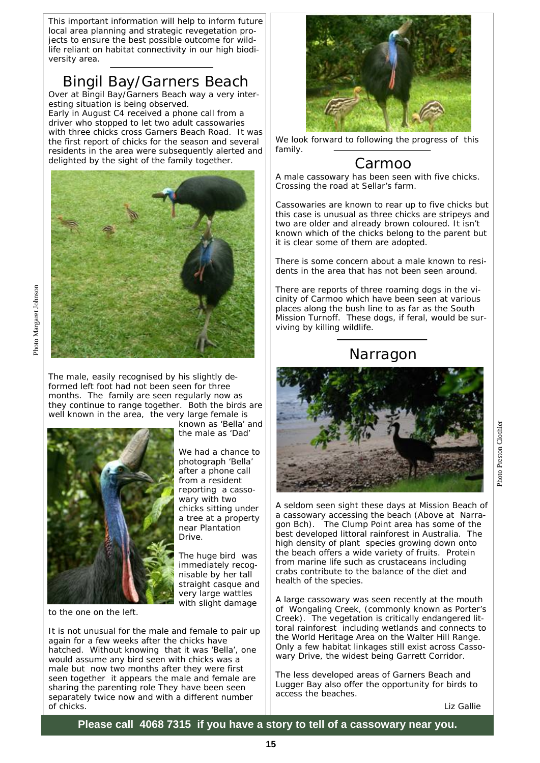This important information will help to inform future local area planning and strategic revegetation projects to ensure the best possible outcome for wildlife reliant on habitat connectivity in our high biodiversity area.

## Bingil Bay/Garners Beach

Over at Bingil Bay/Garners Beach way a very interesting situation is being observed.

Early in August C4 received a phone call from a driver who stopped to let two adult cassowaries with three chicks cross Garners Beach Road. It was the first report of chicks for the season and several residents in the area were subsequently alerted and delighted by the sight of the family together.

Photo Margaret Johnson

The male, easily recognised by his slightly deformed left foot had not been seen for three months. The family are seen regularly now as they continue to range together. Both the birds are well known in the area, the very large female is known as 'Bella' and the male as 'Dad'

We had a chance to photograph 'Bella' after a phone call from a resident reporting a cassowary with two chicks sitting under a tree at a property near Plantation Drive.

The huge bird was immediately recognisable by her tall straight casque and very large wattles with slight damage to the one on the left.

It is not unusual for the male and female to pair up again for a few weeks after the chicks have hatched. Without knowing that it was 'Bella', one would assume any bird seen with chicks was a male but now two months after they were first seen together it appears the male and female are sharing the parenting role They have been seen separately twice now and with a different number of chicks.

We look forward to following the progress of this family.

## Carmoo

A male cassowary has been seen with five chicks. Crossing the road at Sellar's farm.

Cassowaries are known to rear up to five chicks but this case is unusual as three chicks are stripeys and two are older and already brown coloured. It isn't known which of the chicks belong to the parent but it is clear some of them are adopted.

There is some concern about a male known to residents in the area that has not been seen around.

There are reports of three roaming dogs in the vicinity of Carmoo which have been seen at various places along the bush line to as far as the South Mission Turnoff. These dogs, if feral, would be surviving by killing wildlife.

## Narragon

Photo Preston Clothier

A seldom seen sight these days at Mission Beach of a cassowary accessing the beach (Above at Narragon Bch). The Clump Point area has some of the best developed littoral rainforest in Australia. The high density of plant species growing down onto the beach offers a wide variety of fruits. Protein from marine life such as crustaceans including crabs contribute to the balance of the diet and health of the species.

A large cassowary was seen recently at the mouth of Wongaling Creek, (commonly known as Porter's Creek). The vegetation is critically endangered littoral rainforest including wetlands and connects to the World Heritage Area on the Walter Hill Range. Only a few habitat linkages still exist across Cassowary Drive, the widest being Garrett Corridor.

The less developed areas of Garners Beach and Lugger Bay also offer the opportunity for birds to access the beaches.

Liz Gallie

**Please call 4068 7315 if you have a story to tell of a cassowary near you.**